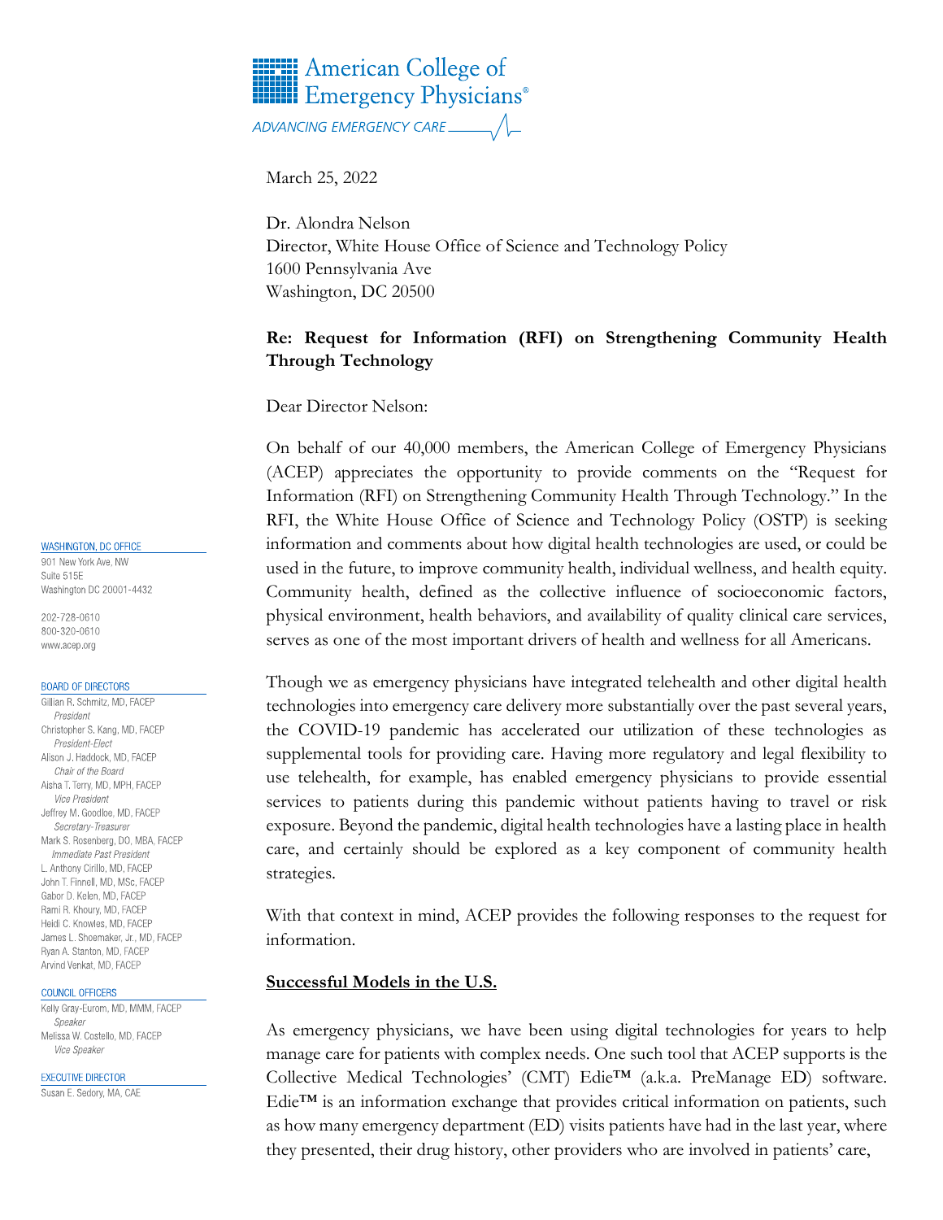American College of Emergency Physicians®

ADVANCING EMERGENCY CARE

March 25, 2022

Dr. Alondra Nelson
Director, White House Office of Science and Technology Policy
1600 Pennsylvania Ave
Washington, DC 20500

**Re: Request for Information (RFI) on Strengthening Community Health Through Technology**

Dear Director Nelson:

On behalf of our 40,000 members, the American College of Emergency Physicians (ACEP) appreciates the opportunity to provide comments on the "Request for Information (RFI) on Strengthening Community Health Through Technology." In the RFI, the White House Office of Science and Technology Policy (OSTP) is seeking information and comments about how digital health technologies are used, or could be used in the future, to improve community health, individual wellness, and health equity. Community health, defined as the collective influence of socioeconomic factors, physical environment, health behaviors, and availability of quality clinical care services, serves as one of the most important drivers of health and wellness for all Americans.

Though we as emergency physicians have integrated telehealth and other digital health technologies into emergency care delivery more substantially over the past several years, the COVID-19 pandemic has accelerated our utilization of these technologies as supplemental tools for providing care. Having more regulatory and legal flexibility to use telehealth, for example, has enabled emergency physicians to provide essential services to patients during this pandemic without patients having to travel or risk exposure. Beyond the pandemic, digital health technologies have a lasting place in health care, and certainly should be explored as a key component of community health strategies.

With that context in mind, ACEP provides the following responses to the request for information.

**<u>Successful Models in the U.S.</u>**

As emergency physicians, we have been using digital technologies for years to help manage care for patients with complex needs. One such tool that ACEP supports is the Collective Medical Technologies' (CMT) Edie™ (a.k.a. PreManage ED) software. Edie™ is an information exchange that provides critical information on patients, such as how many emergency department (ED) visits patients have had in the last year, where they presented, their drug history, other providers who are involved in patients' care,

WASHINGTON, DC OFFICE
901 New York Ave, NW
Suite 515E
Washington DC 20001-4432

202-728-0610
800-320-0610
www.acep.org

BOARD OF DIRECTORS
Gillian R. Schmitz, MD, FACEP
*President*
Christopher S. Kang, MD, FACEP
*President-Elect*
Alison J. Haddock, MD, FACEP
*Chair of the Board*
Aisha T. Terry, MD, MPH, FACEP
*Vice President*
Jeffrey M. Goodloe, MD, FACEP
*Secretary-Treasurer*
Mark S. Rosenberg, DO, MBA, FACEP
*Immediate Past President*
L. Anthony Cirillo, MD, FACEP
John T. Finnell, MD, MSc, FACEP
Gabor D. Kelen, MD, FACEP
Rami R. Khoury, MD, FACEP
Heidi C. Knowles, MD, FACEP
James L. Shoemaker, Jr., MD, FACEP
Ryan A. Stanton, MD, FACEP
Arvind Venkat, MD, FACEP

COUNCIL OFFICERS
Kelly Gray-Eurom, MD, MMM, FACEP
*Speaker*
Melissa W. Costello, MD, FACEP
*Vice Speaker*

EXECUTIVE DIRECTOR
Susan E. Sedory, MA, CAE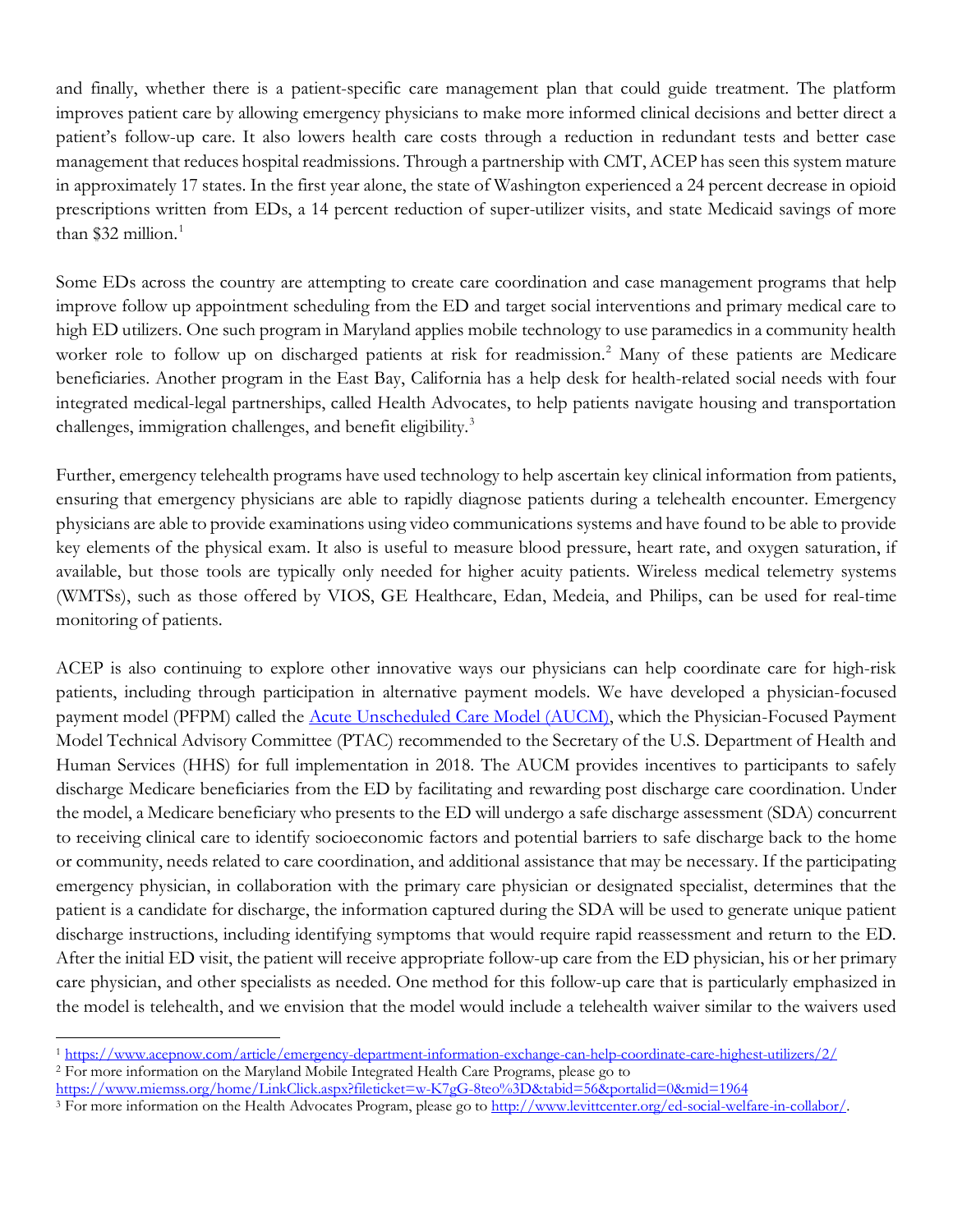and finally, whether there is a patient-specific care management plan that could guide treatment. The platform improves patient care by allowing emergency physicians to make more informed clinical decisions and better direct a patient's follow-up care. It also lowers health care costs through a reduction in redundant tests and better case management that reduces hospital readmissions. Through a partnership with CMT, ACEP has seen this system mature in approximately 17 states. In the first year alone, the state of Washington experienced a 24 percent decrease in opioid prescriptions written from EDs, a 14 percent reduction of super-utilizer visits, and state Medicaid savings of more than $32 million.[1]

Some EDs across the country are attempting to create care coordination and case management programs that help improve follow up appointment scheduling from the ED and target social interventions and primary medical care to high ED utilizers. One such program in Maryland applies mobile technology to use paramedics in a community health worker role to follow up on discharged patients at risk for readmission.[2] Many of these patients are Medicare beneficiaries. Another program in the East Bay, California has a help desk for health-related social needs with four integrated medical-legal partnerships, called Health Advocates, to help patients navigate housing and transportation challenges, immigration challenges, and benefit eligibility.[3]

Further, emergency telehealth programs have used technology to help ascertain key clinical information from patients, ensuring that emergency physicians are able to rapidly diagnose patients during a telehealth encounter. Emergency physicians are able to provide examinations using video communications systems and have found to be able to provide key elements of the physical exam. It also is useful to measure blood pressure, heart rate, and oxygen saturation, if available, but those tools are typically only needed for higher acuity patients. Wireless medical telemetry systems (WMTSs), such as those offered by VIOS, GE Healthcare, Edan, Medeia, and Philips, can be used for real-time monitoring of patients.

ACEP is also continuing to explore other innovative ways our physicians can help coordinate care for high-risk patients, including through participation in alternative payment models. We have developed a physician-focused payment model (PFPM) called the [Acute Unscheduled Care Model (AUCM)](), which the Physician-Focused Payment Model Technical Advisory Committee (PTAC) recommended to the Secretary of the U.S. Department of Health and Human Services (HHS) for full implementation in 2018. The AUCM provides incentives to participants to safely discharge Medicare beneficiaries from the ED by facilitating and rewarding post discharge care coordination. Under the model, a Medicare beneficiary who presents to the ED will undergo a safe discharge assessment (SDA) concurrent to receiving clinical care to identify socioeconomic factors and potential barriers to safe discharge back to the home or community, needs related to care coordination, and additional assistance that may be necessary. If the participating emergency physician, in collaboration with the primary care physician or designated specialist, determines that the patient is a candidate for discharge, the information captured during the SDA will be used to generate unique patient discharge instructions, including identifying symptoms that would require rapid reassessment and return to the ED. After the initial ED visit, the patient will receive appropriate follow-up care from the ED physician, his or her primary care physician, and other specialists as needed. One method for this follow-up care that is particularly emphasized in the model is telehealth, and we envision that the model would include a telehealth waiver similar to the waivers used

---

[1] https://www.acepnow.com/article/emergency-department-information-exchange-can-help-coordinate-care-highest-utilizers/2/

[2] For more information on the Maryland Mobile Integrated Health Care Programs, please go to https://www.miemss.org/home/LinkClick.aspx?fileticket=w-K7gG-8teo%3D&tabid=56&portalid=0&mid=1964

[3] For more information on the Health Advocates Program, please go to http://www.levittcenter.org/ed-social-welfare-in-collabor/.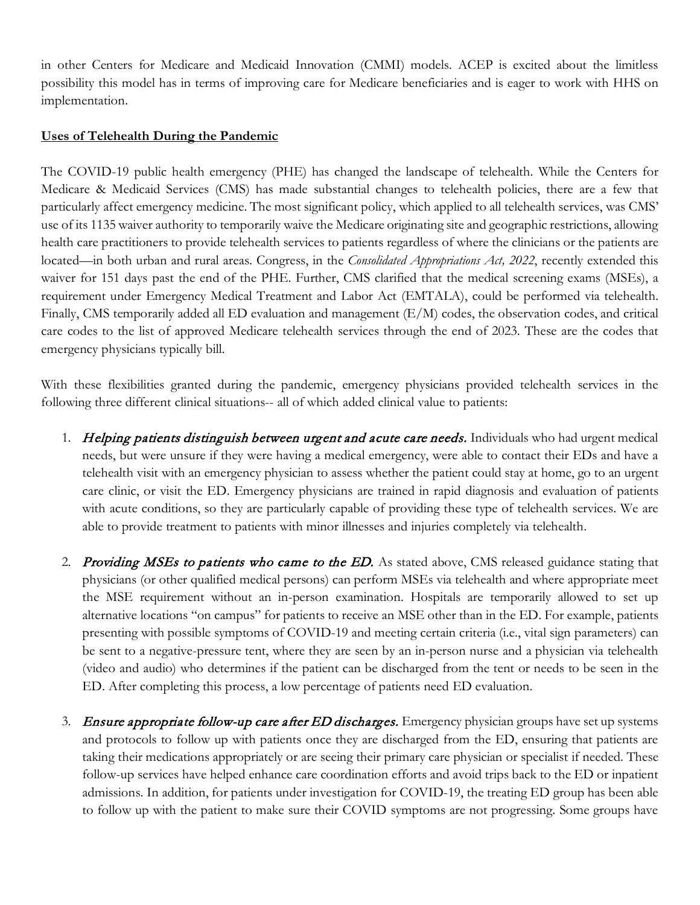in other Centers for Medicare and Medicaid Innovation (CMMI) models. ACEP is excited about the limitless possibility this model has in terms of improving care for Medicare beneficiaries and is eager to work with HHS on implementation.

**Uses of Telehealth During the Pandemic**

The COVID-19 public health emergency (PHE) has changed the landscape of telehealth. While the Centers for Medicare & Medicaid Services (CMS) has made substantial changes to telehealth policies, there are a few that particularly affect emergency medicine. The most significant policy, which applied to all telehealth services, was CMS' use of its 1135 waiver authority to temporarily waive the Medicare originating site and geographic restrictions, allowing health care practitioners to provide telehealth services to patients regardless of where the clinicians or the patients are located—in both urban and rural areas. Congress, in the *Consolidated Appropriations Act, 2022*, recently extended this waiver for 151 days past the end of the PHE. Further, CMS clarified that the medical screening exams (MSEs), a requirement under Emergency Medical Treatment and Labor Act (EMTALA), could be performed via telehealth. Finally, CMS temporarily added all ED evaluation and management (E/M) codes, the observation codes, and critical care codes to the list of approved Medicare telehealth services through the end of 2023. These are the codes that emergency physicians typically bill.

With these flexibilities granted during the pandemic, emergency physicians provided telehealth services in the following three different clinical situations-- all of which added clinical value to patients:

1. ***Helping patients distinguish between urgent and acute care needs.*** Individuals who had urgent medical needs, but were unsure if they were having a medical emergency, were able to contact their EDs and have a telehealth visit with an emergency physician to assess whether the patient could stay at home, go to an urgent care clinic, or visit the ED. Emergency physicians are trained in rapid diagnosis and evaluation of patients with acute conditions, so they are particularly capable of providing these type of telehealth services. We are able to provide treatment to patients with minor illnesses and injuries completely via telehealth.

2. ***Providing MSEs to patients who came to the ED.*** As stated above, CMS released guidance stating that physicians (or other qualified medical persons) can perform MSEs via telehealth and where appropriate meet the MSE requirement without an in-person examination. Hospitals are temporarily allowed to set up alternative locations "on campus" for patients to receive an MSE other than in the ED. For example, patients presenting with possible symptoms of COVID-19 and meeting certain criteria (i.e., vital sign parameters) can be sent to a negative-pressure tent, where they are seen by an in-person nurse and a physician via telehealth (video and audio) who determines if the patient can be discharged from the tent or needs to be seen in the ED. After completing this process, a low percentage of patients need ED evaluation.

3. ***Ensure appropriate follow-up care after ED discharges.*** Emergency physician groups have set up systems and protocols to follow up with patients once they are discharged from the ED, ensuring that patients are taking their medications appropriately or are seeing their primary care physician or specialist if needed. These follow-up services have helped enhance care coordination efforts and avoid trips back to the ED or inpatient admissions. In addition, for patients under investigation for COVID-19, the treating ED group has been able to follow up with the patient to make sure their COVID symptoms are not progressing. Some groups have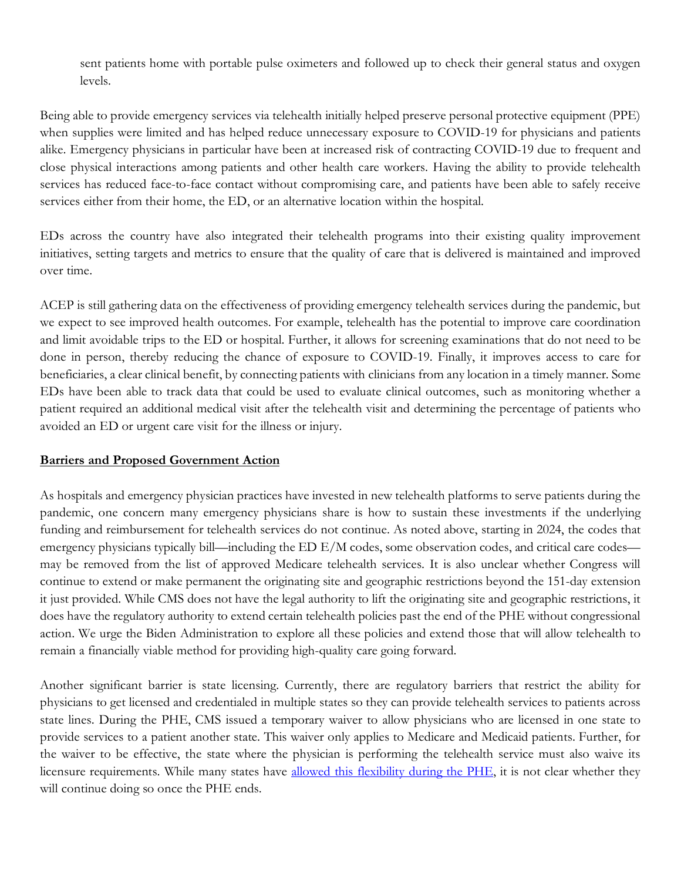sent patients home with portable pulse oximeters and followed up to check their general status and oxygen levels.

Being able to provide emergency services via telehealth initially helped preserve personal protective equipment (PPE) when supplies were limited and has helped reduce unnecessary exposure to COVID-19 for physicians and patients alike. Emergency physicians in particular have been at increased risk of contracting COVID-19 due to frequent and close physical interactions among patients and other health care workers. Having the ability to provide telehealth services has reduced face-to-face contact without compromising care, and patients have been able to safely receive services either from their home, the ED, or an alternative location within the hospital.

EDs across the country have also integrated their telehealth programs into their existing quality improvement initiatives, setting targets and metrics to ensure that the quality of care that is delivered is maintained and improved over time.

ACEP is still gathering data on the effectiveness of providing emergency telehealth services during the pandemic, but we expect to see improved health outcomes. For example, telehealth has the potential to improve care coordination and limit avoidable trips to the ED or hospital. Further, it allows for screening examinations that do not need to be done in person, thereby reducing the chance of exposure to COVID-19. Finally, it improves access to care for beneficiaries, a clear clinical benefit, by connecting patients with clinicians from any location in a timely manner. Some EDs have been able to track data that could be used to evaluate clinical outcomes, such as monitoring whether a patient required an additional medical visit after the telehealth visit and determining the percentage of patients who avoided an ED or urgent care visit for the illness or injury.

## Barriers and Proposed Government Action

As hospitals and emergency physician practices have invested in new telehealth platforms to serve patients during the pandemic, one concern many emergency physicians share is how to sustain these investments if the underlying funding and reimbursement for telehealth services do not continue. As noted above, starting in 2024, the codes that emergency physicians typically bill—including the ED E/M codes, some observation codes, and critical care codes—may be removed from the list of approved Medicare telehealth services. It is also unclear whether Congress will continue to extend or make permanent the originating site and geographic restrictions beyond the 151-day extension it just provided. While CMS does not have the legal authority to lift the originating site and geographic restrictions, it does have the regulatory authority to extend certain telehealth policies past the end of the PHE without congressional action. We urge the Biden Administration to explore all these policies and extend those that will allow telehealth to remain a financially viable method for providing high-quality care going forward.

Another significant barrier is state licensing. Currently, there are regulatory barriers that restrict the ability for physicians to get licensed and credentialed in multiple states so they can provide telehealth services to patients across state lines. During the PHE, CMS issued a temporary waiver to allow physicians who are licensed in one state to provide services to a patient another state. This waiver only applies to Medicare and Medicaid patients. Further, for the waiver to be effective, the state where the physician is performing the telehealth service must also waive its licensure requirements. While many states have allowed this flexibility during the PHE, it is not clear whether they will continue doing so once the PHE ends.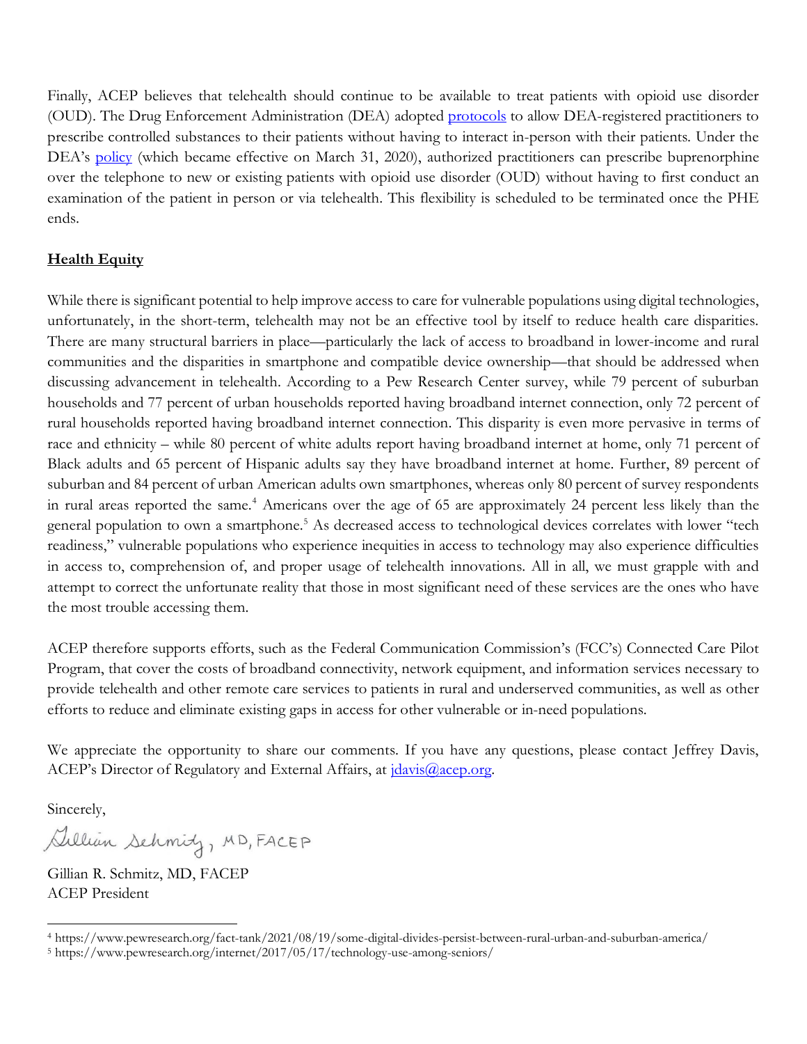Finally, ACEP believes that telehealth should continue to be available to treat patients with opioid use disorder (OUD). The Drug Enforcement Administration (DEA) adopted protocols to allow DEA-registered practitioners to prescribe controlled substances to their patients without having to interact in-person with their patients. Under the DEA's policy (which became effective on March 31, 2020), authorized practitioners can prescribe buprenorphine over the telephone to new or existing patients with opioid use disorder (OUD) without having to first conduct an examination of the patient in person or via telehealth. This flexibility is scheduled to be terminated once the PHE ends.

## Health Equity

While there is significant potential to help improve access to care for vulnerable populations using digital technologies, unfortunately, in the short-term, telehealth may not be an effective tool by itself to reduce health care disparities. There are many structural barriers in place—particularly the lack of access to broadband in lower-income and rural communities and the disparities in smartphone and compatible device ownership—that should be addressed when discussing advancement in telehealth. According to a Pew Research Center survey, while 79 percent of suburban households and 77 percent of urban households reported having broadband internet connection, only 72 percent of rural households reported having broadband internet connection. This disparity is even more pervasive in terms of race and ethnicity – while 80 percent of white adults report having broadband internet at home, only 71 percent of Black adults and 65 percent of Hispanic adults say they have broadband internet at home. Further, 89 percent of suburban and 84 percent of urban American adults own smartphones, whereas only 80 percent of survey respondents in rural areas reported the same.[4] Americans over the age of 65 are approximately 24 percent less likely than the general population to own a smartphone.[5] As decreased access to technological devices correlates with lower "tech readiness," vulnerable populations who experience inequities in access to technology may also experience difficulties in access to, comprehension of, and proper usage of telehealth innovations. All in all, we must grapple with and attempt to correct the unfortunate reality that those in most significant need of these services are the ones who have the most trouble accessing them.

ACEP therefore supports efforts, such as the Federal Communication Commission's (FCC's) Connected Care Pilot Program, that cover the costs of broadband connectivity, network equipment, and information services necessary to provide telehealth and other remote care services to patients in rural and underserved communities, as well as other efforts to reduce and eliminate existing gaps in access for other vulnerable or in-need populations.

We appreciate the opportunity to share our comments. If you have any questions, please contact Jeffrey Davis, ACEP's Director of Regulatory and External Affairs, at jdavis@acep.org.

Sincerely,

Gillian Schmitz, MD, FACEP

Gillian R. Schmitz, MD, FACEP
ACEP President

---

[4] https://www.pewresearch.org/fact-tank/2021/08/19/some-digital-divides-persist-between-rural-urban-and-suburban-america/

[5] https://www.pewresearch.org/internet/2017/05/17/technology-use-among-seniors/